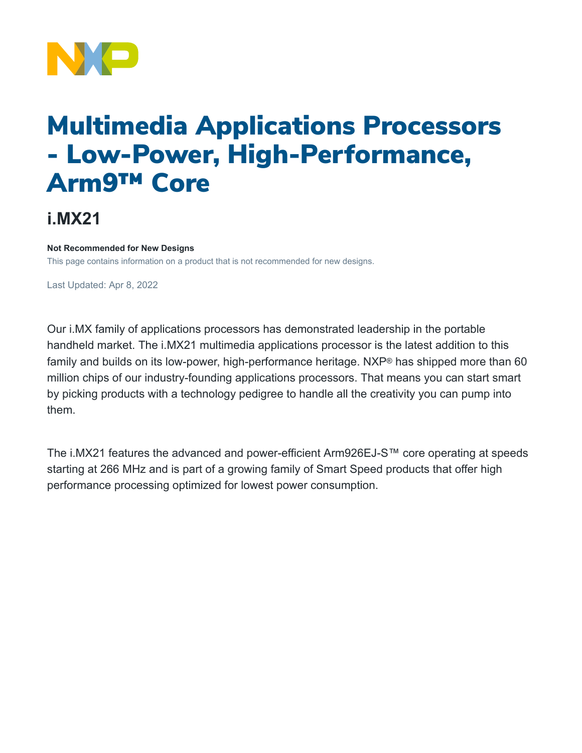# Multimedia Applications Processors - Low-Power, High-Performance, Arm9™ Core

## i.MX21

**Not Recommended for New Designs**

This page contains information on a product that is not recommended for new designs.

Last Updated: Apr 8, 2022

Our i.MX family of applications processors has demonstrated leadership in the portable handheld market. The i.MX21 multimedia applications processor is the latest addition to this family and builds on its low-power, high-performance heritage. NXP® has shipped more than 60 million chips of our industry-founding applications processors. That means you can start smart by picking products with a technology pedigree to handle all the creativity you can pump into them.

The i.MX21 features the advanced and power-efficient Arm926EJ-S™ core operating at speeds starting at 266 MHz and is part of a growing family of Smart Speed products that offer high performance processing optimized for lowest power consumption.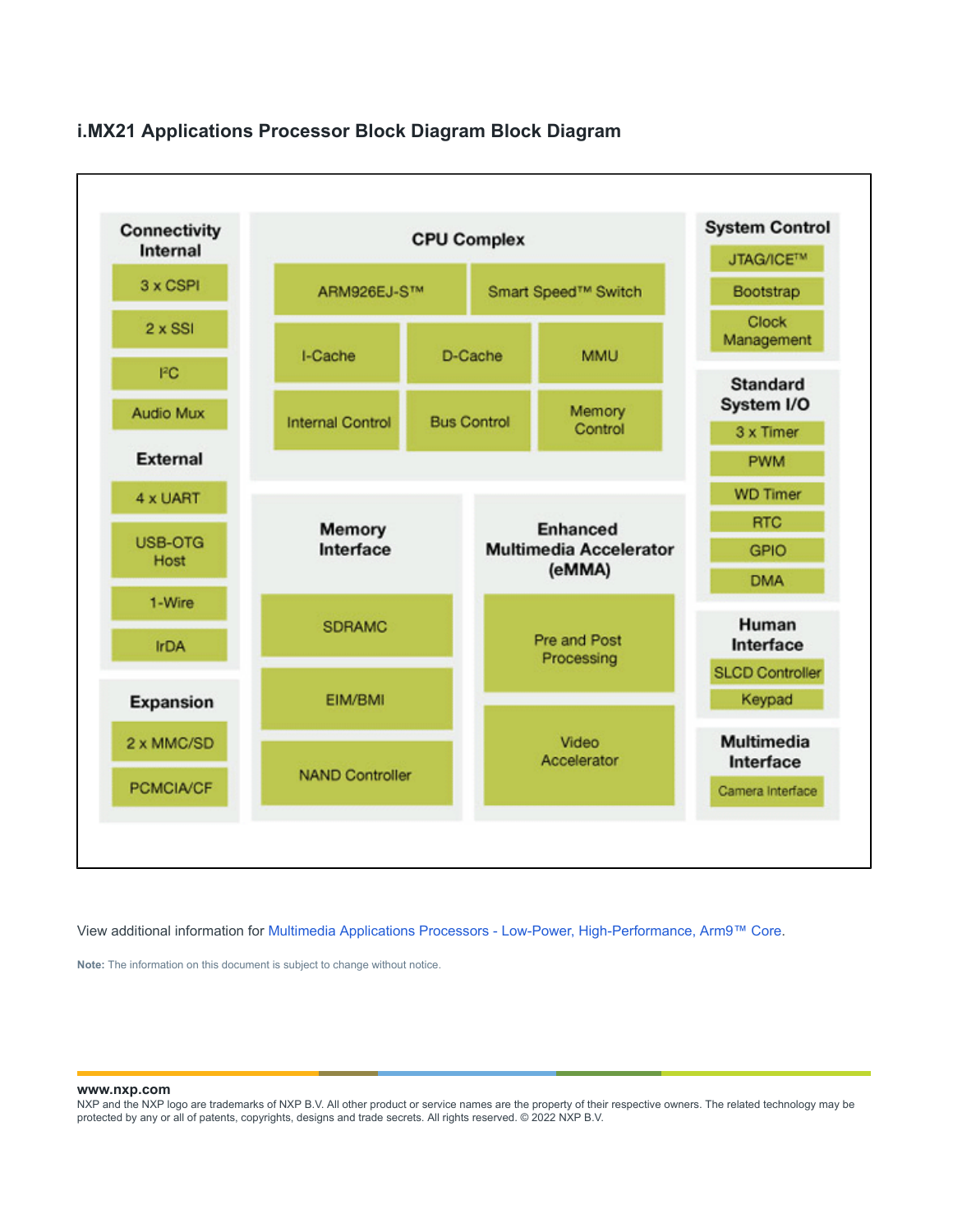## i.MX21 Applications Processor Block Diagram Block Diagram

Connectivity Internal

3 x CSPI

2 x SSI

I²C

Audio Mux

External

4 x UART

USB-OTG Host

1-Wire

IrDA

Expansion

2 x MMC/SD

PCMCIA/CF

CPU Complex

ARM926EJ-S™

Smart Speed™ Switch

I-Cache

D-Cache

MMU

Internal Control

Bus Control

Memory Control

Memory Interface

SDRAMC

EIM/BMI

NAND Controller

Enhanced Multimedia Accelerator (eMMA)

Pre and Post Processing

Video Accelerator

System Control

JTAG/ICE™

Bootstrap

Clock Management

Standard System I/O

3 x Timer

PWM

WD Timer

RTC

GPIO

DMA

Human Interface

SLCD Controller

Keypad

Multimedia Interface

Camera Interface

View additional information for Multimedia Applications Processors - Low-Power, High-Performance, Arm9™ Core.

**Note:** The information on this document is subject to change without notice.

**www.nxp.com**

NXP and the NXP logo are trademarks of NXP B.V. All other product or service names are the property of their respective owners. The related technology may be protected by any or all of patents, copyrights, designs and trade secrets. All rights reserved. © 2022 NXP B.V.